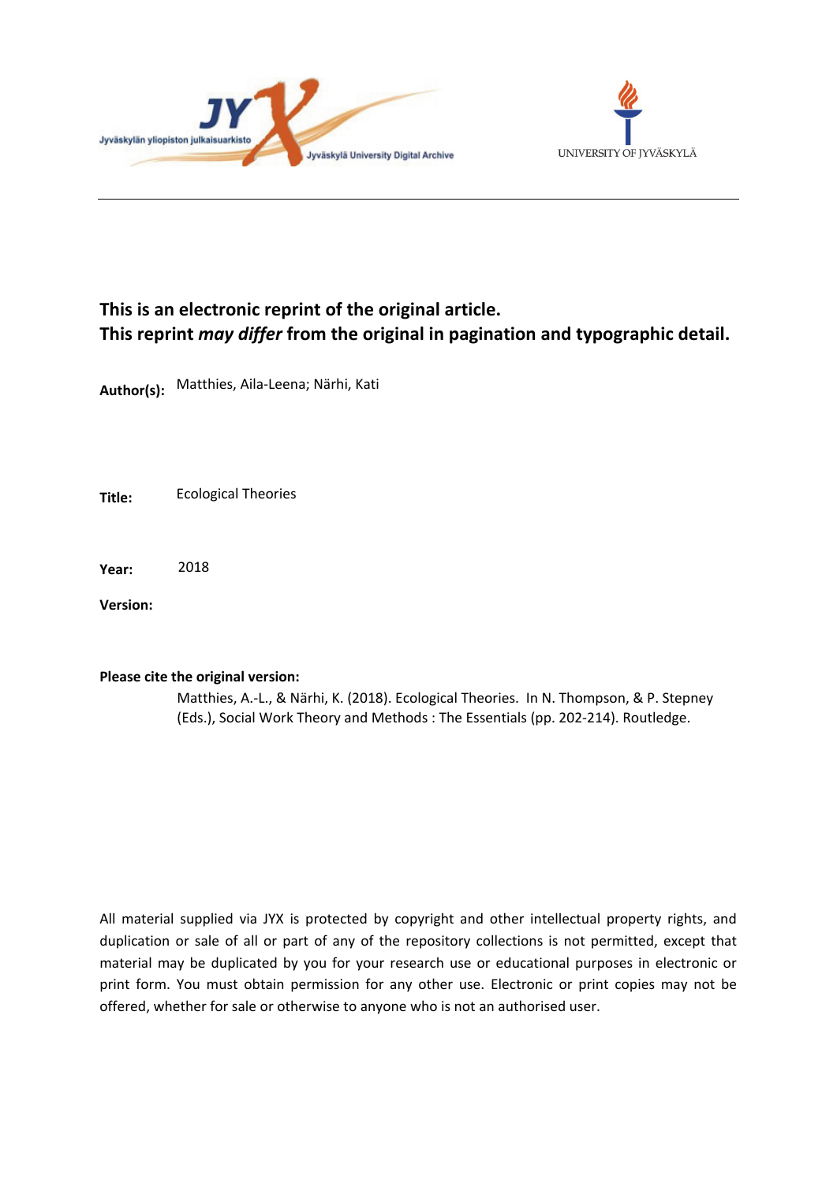**This is an electronic reprint of the original article.**
**This reprint *may differ* from the original in pagination and typographic detail.**

**Author(s):** Matthies, Aila-Leena; Närhi, Kati

**Title:** Ecological Theories

**Year:** 2018

**Version:**

**Please cite the original version:**

Matthies, A.-L., & Närhi, K. (2018). Ecological Theories. In N. Thompson, & P. Stepney (Eds.), Social Work Theory and Methods : The Essentials (pp. 202-214). Routledge.

All material supplied via JYX is protected by copyright and other intellectual property rights, and duplication or sale of all or part of any of the repository collections is not permitted, except that material may be duplicated by you for your research use or educational purposes in electronic or print form. You must obtain permission for any other use. Electronic or print copies may not be offered, whether for sale or otherwise to anyone who is not an authorised user.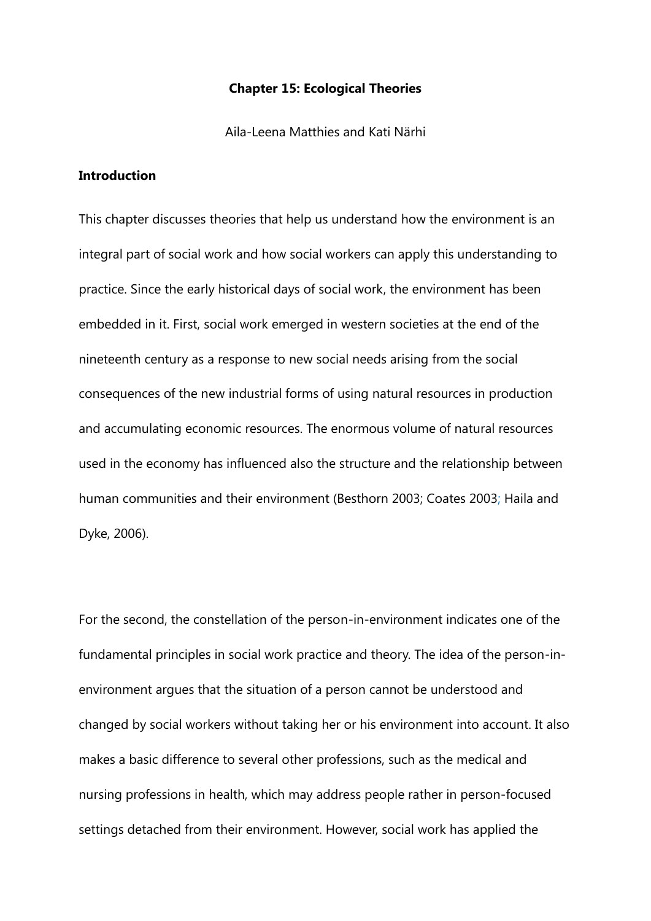**Chapter 15: Ecological Theories**

Aila-Leena Matthies and Kati Närhi

## Introduction

This chapter discusses theories that help us understand how the environment is an integral part of social work and how social workers can apply this understanding to practice. Since the early historical days of social work, the environment has been embedded in it. First, social work emerged in western societies at the end of the nineteenth century as a response to new social needs arising from the social consequences of the new industrial forms of using natural resources in production and accumulating economic resources. The enormous volume of natural resources used in the economy has influenced also the structure and the relationship between human communities and their environment (Besthorn 2003; Coates 2003; Haila and Dyke, 2006).

For the second, the constellation of the person-in-environment indicates one of the fundamental principles in social work practice and theory. The idea of the person-in-environment argues that the situation of a person cannot be understood and changed by social workers without taking her or his environment into account. It also makes a basic difference to several other professions, such as the medical and nursing professions in health, which may address people rather in person-focused settings detached from their environment. However, social work has applied the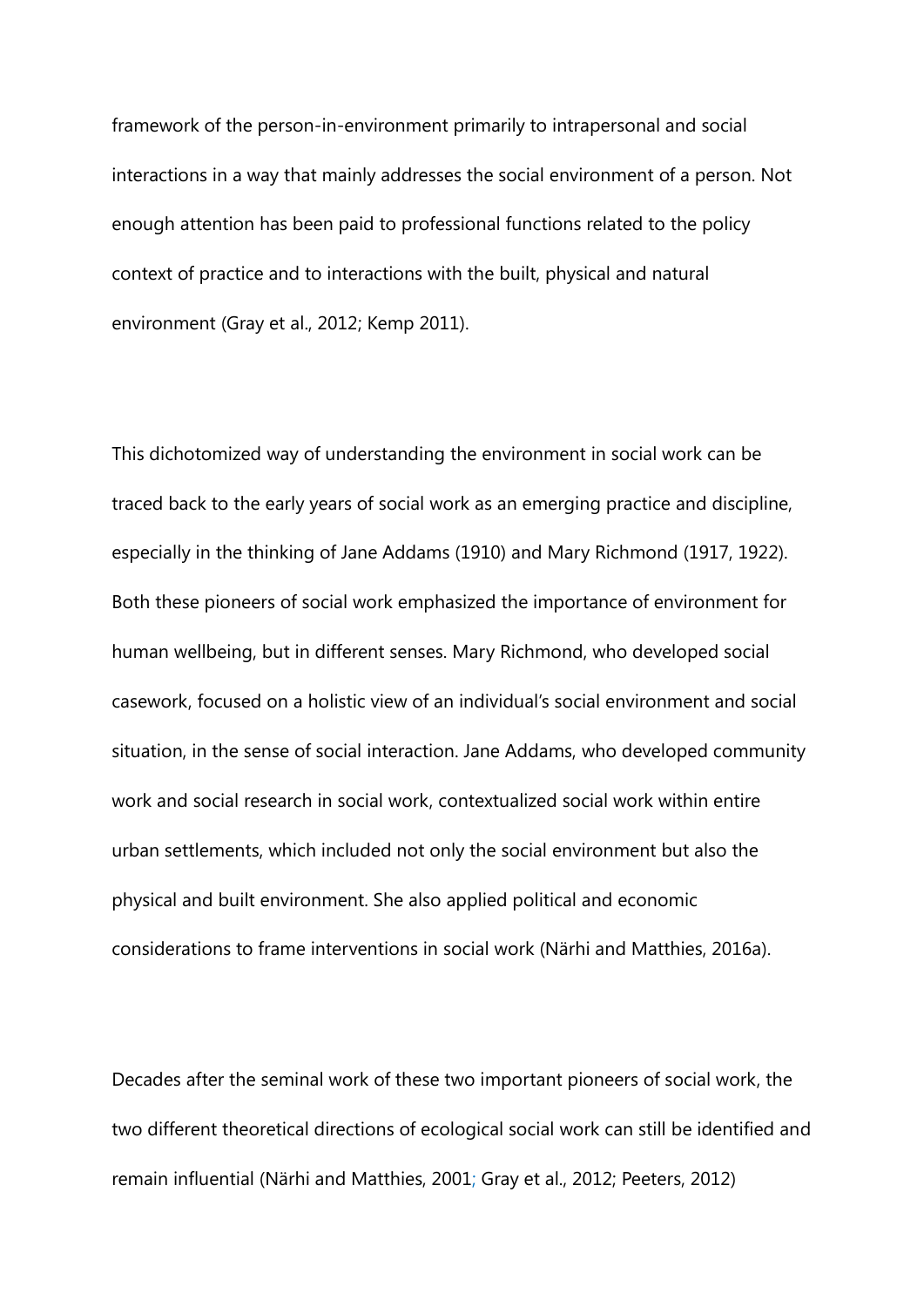framework of the person-in-environment primarily to intrapersonal and social interactions in a way that mainly addresses the social environment of a person. Not enough attention has been paid to professional functions related to the policy context of practice and to interactions with the built, physical and natural environment (Gray et al., 2012; Kemp 2011).

This dichotomized way of understanding the environment in social work can be traced back to the early years of social work as an emerging practice and discipline, especially in the thinking of Jane Addams (1910) and Mary Richmond (1917, 1922). Both these pioneers of social work emphasized the importance of environment for human wellbeing, but in different senses. Mary Richmond, who developed social casework, focused on a holistic view of an individual's social environment and social situation, in the sense of social interaction. Jane Addams, who developed community work and social research in social work, contextualized social work within entire urban settlements, which included not only the social environment but also the physical and built environment. She also applied political and economic considerations to frame interventions in social work (Närhi and Matthies, 2016a).

Decades after the seminal work of these two important pioneers of social work, the two different theoretical directions of ecological social work can still be identified and remain influential (Närhi and Matthies, 2001; Gray et al., 2012; Peeters, 2012)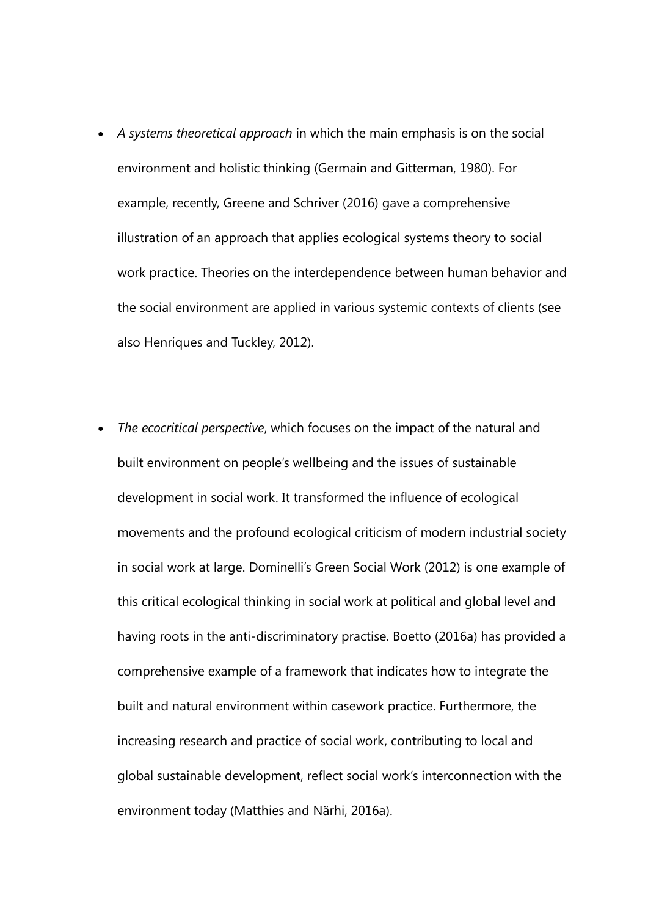- *A systems theoretical approach* in which the main emphasis is on the social environment and holistic thinking (Germain and Gitterman, 1980). For example, recently, Greene and Schriver (2016) gave a comprehensive illustration of an approach that applies ecological systems theory to social work practice. Theories on the interdependence between human behavior and the social environment are applied in various systemic contexts of clients (see also Henriques and Tuckley, 2012).

- *The ecocritical perspective*, which focuses on the impact of the natural and built environment on people's wellbeing and the issues of sustainable development in social work. It transformed the influence of ecological movements and the profound ecological criticism of modern industrial society in social work at large. Dominelli's Green Social Work (2012) is one example of this critical ecological thinking in social work at political and global level and having roots in the anti-discriminatory practise. Boetto (2016a) has provided a comprehensive example of a framework that indicates how to integrate the built and natural environment within casework practice. Furthermore, the increasing research and practice of social work, contributing to local and global sustainable development, reflect social work's interconnection with the environment today (Matthies and Närhi, 2016a).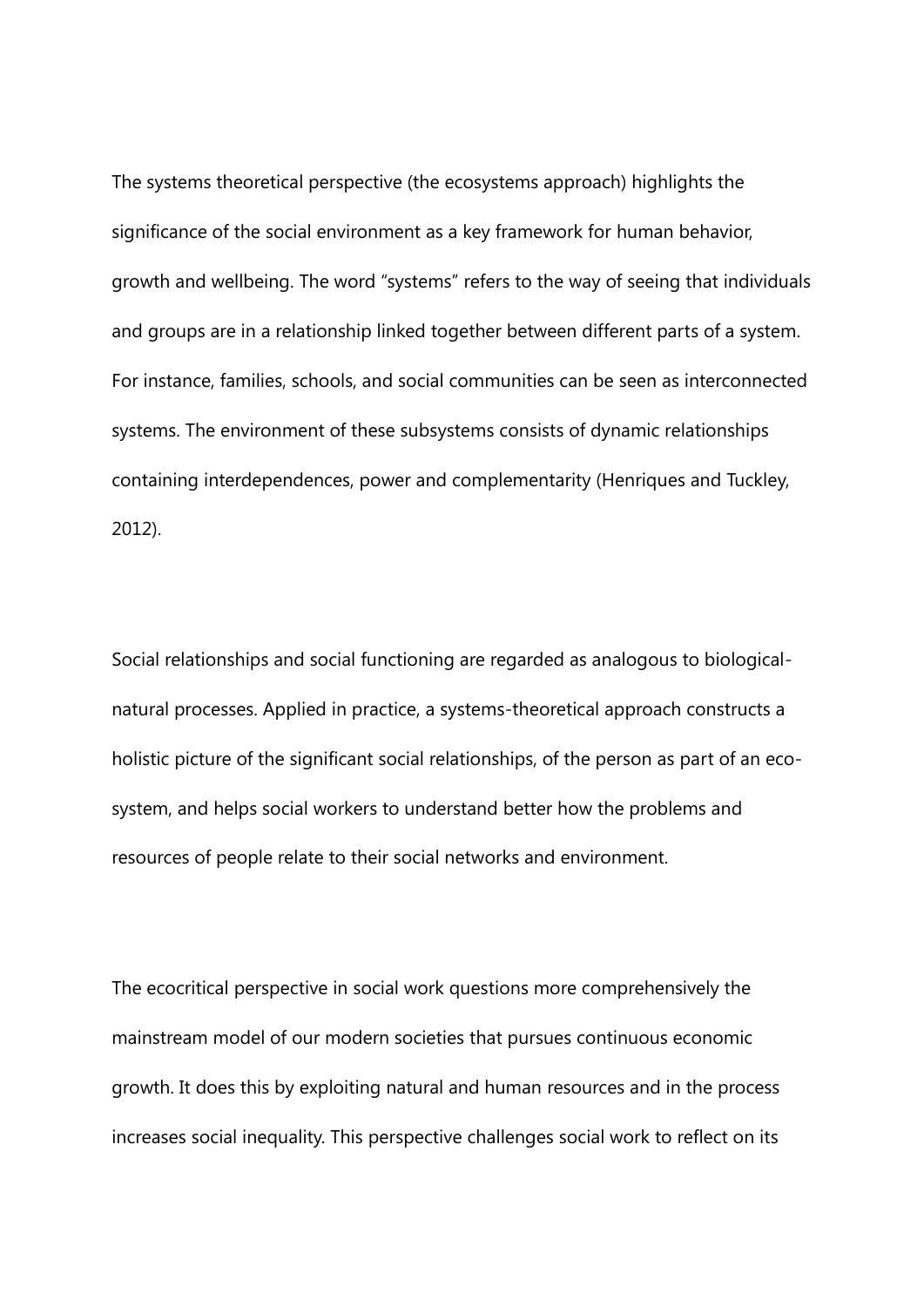The systems theoretical perspective (the ecosystems approach) highlights the significance of the social environment as a key framework for human behavior, growth and wellbeing. The word "systems" refers to the way of seeing that individuals and groups are in a relationship linked together between different parts of a system. For instance, families, schools, and social communities can be seen as interconnected systems. The environment of these subsystems consists of dynamic relationships containing interdependences, power and complementarity (Henriques and Tuckley, 2012).

Social relationships and social functioning are regarded as analogous to biological-natural processes. Applied in practice, a systems-theoretical approach constructs a holistic picture of the significant social relationships, of the person as part of an eco-system, and helps social workers to understand better how the problems and resources of people relate to their social networks and environment.

The ecocritical perspective in social work questions more comprehensively the mainstream model of our modern societies that pursues continuous economic growth. It does this by exploiting natural and human resources and in the process increases social inequality. This perspective challenges social work to reflect on its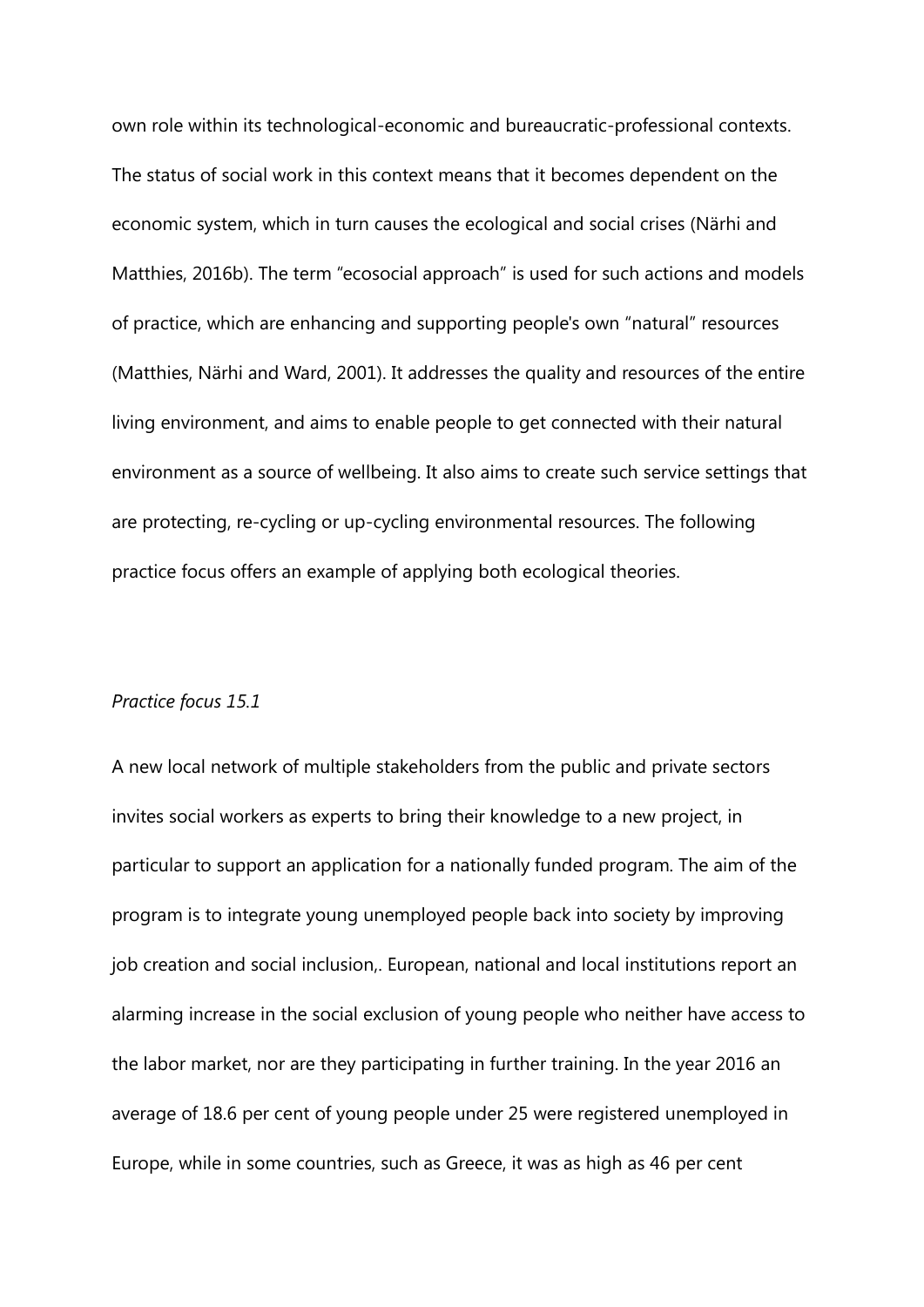own role within its technological-economic and bureaucratic-professional contexts. The status of social work in this context means that it becomes dependent on the economic system, which in turn causes the ecological and social crises (Närhi and Matthies, 2016b). The term "ecosocial approach" is used for such actions and models of practice, which are enhancing and supporting people's own "natural" resources (Matthies, Närhi and Ward, 2001). It addresses the quality and resources of the entire living environment, and aims to enable people to get connected with their natural environment as a source of wellbeing. It also aims to create such service settings that are protecting, re-cycling or up-cycling environmental resources. The following practice focus offers an example of applying both ecological theories.

*Practice focus 15.1*

A new local network of multiple stakeholders from the public and private sectors invites social workers as experts to bring their knowledge to a new project, in particular to support an application for a nationally funded program. The aim of the program is to integrate young unemployed people back into society by improving job creation and social inclusion,. European, national and local institutions report an alarming increase in the social exclusion of young people who neither have access to the labor market, nor are they participating in further training. In the year 2016 an average of 18.6 per cent of young people under 25 were registered unemployed in Europe, while in some countries, such as Greece, it was as high as 46 per cent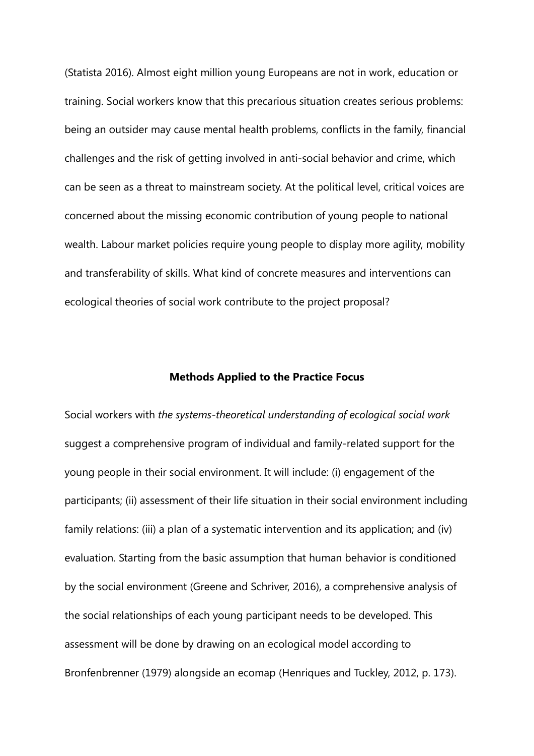(Statista 2016). Almost eight million young Europeans are not in work, education or training. Social workers know that this precarious situation creates serious problems: being an outsider may cause mental health problems, conflicts in the family, financial challenges and the risk of getting involved in anti-social behavior and crime, which can be seen as a threat to mainstream society. At the political level, critical voices are concerned about the missing economic contribution of young people to national wealth. Labour market policies require young people to display more agility, mobility and transferability of skills. What kind of concrete measures and interventions can ecological theories of social work contribute to the project proposal?

## Methods Applied to the Practice Focus

Social workers with *the systems-theoretical understanding of ecological social work* suggest a comprehensive program of individual and family-related support for the young people in their social environment. It will include: (i) engagement of the participants; (ii) assessment of their life situation in their social environment including family relations: (iii) a plan of a systematic intervention and its application; and (iv) evaluation. Starting from the basic assumption that human behavior is conditioned by the social environment (Greene and Schriver, 2016), a comprehensive analysis of the social relationships of each young participant needs to be developed. This assessment will be done by drawing on an ecological model according to Bronfenbrenner (1979) alongside an ecomap (Henriques and Tuckley, 2012, p. 173).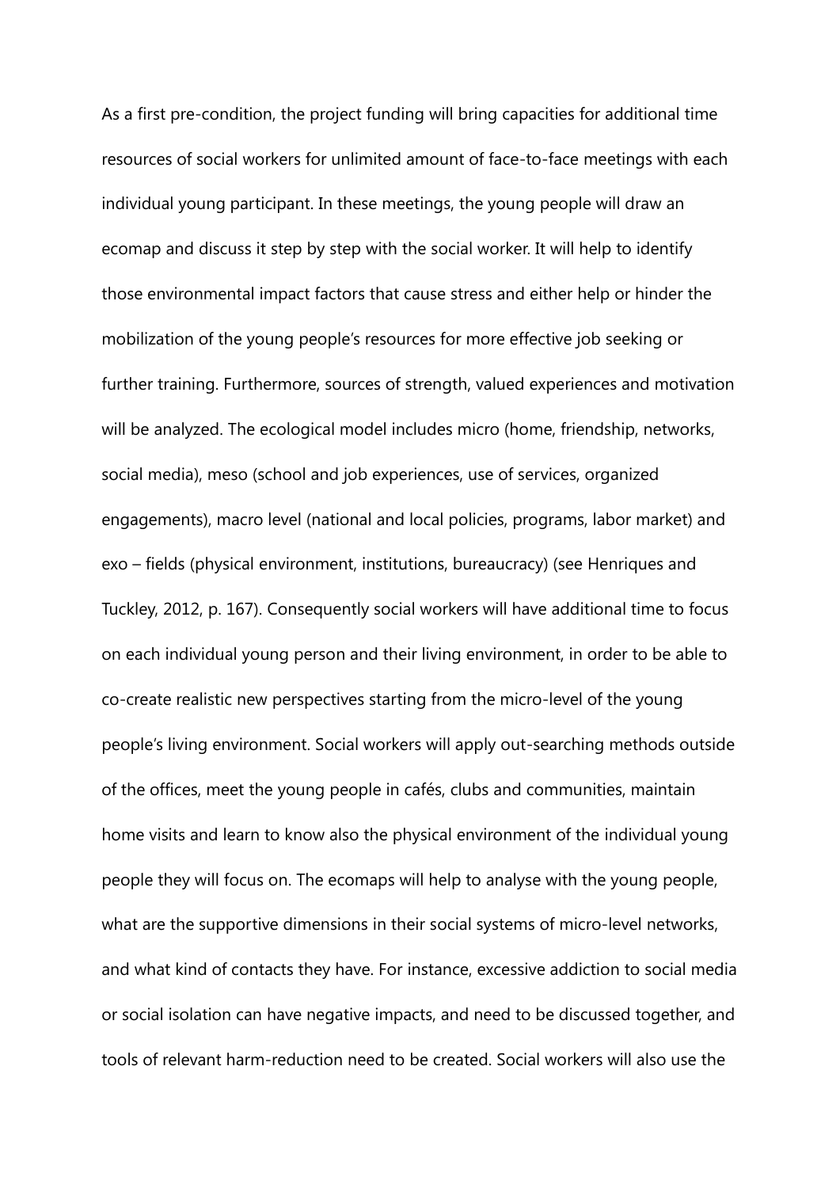As a first pre-condition, the project funding will bring capacities for additional time resources of social workers for unlimited amount of face-to-face meetings with each individual young participant. In these meetings, the young people will draw an ecomap and discuss it step by step with the social worker. It will help to identify those environmental impact factors that cause stress and either help or hinder the mobilization of the young people's resources for more effective job seeking or further training. Furthermore, sources of strength, valued experiences and motivation will be analyzed. The ecological model includes micro (home, friendship, networks, social media), meso (school and job experiences, use of services, organized engagements), macro level (national and local policies, programs, labor market) and exo – fields (physical environment, institutions, bureaucracy) (see Henriques and Tuckley, 2012, p. 167). Consequently social workers will have additional time to focus on each individual young person and their living environment, in order to be able to co-create realistic new perspectives starting from the micro-level of the young people's living environment. Social workers will apply out-searching methods outside of the offices, meet the young people in cafés, clubs and communities, maintain home visits and learn to know also the physical environment of the individual young people they will focus on. The ecomaps will help to analyse with the young people, what are the supportive dimensions in their social systems of micro-level networks, and what kind of contacts they have. For instance, excessive addiction to social media or social isolation can have negative impacts, and need to be discussed together, and tools of relevant harm-reduction need to be created. Social workers will also use the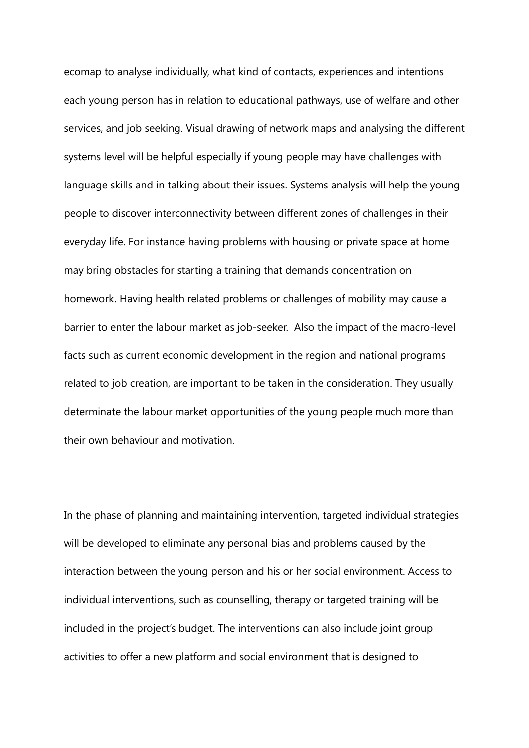ecomap to analyse individually, what kind of contacts, experiences and intentions each young person has in relation to educational pathways, use of welfare and other services, and job seeking. Visual drawing of network maps and analysing the different systems level will be helpful especially if young people may have challenges with language skills and in talking about their issues. Systems analysis will help the young people to discover interconnectivity between different zones of challenges in their everyday life. For instance having problems with housing or private space at home may bring obstacles for starting a training that demands concentration on homework. Having health related problems or challenges of mobility may cause a barrier to enter the labour market as job-seeker. Also the impact of the macro-level facts such as current economic development in the region and national programs related to job creation, are important to be taken in the consideration. They usually determinate the labour market opportunities of the young people much more than their own behaviour and motivation.

In the phase of planning and maintaining intervention, targeted individual strategies will be developed to eliminate any personal bias and problems caused by the interaction between the young person and his or her social environment. Access to individual interventions, such as counselling, therapy or targeted training will be included in the project's budget. The interventions can also include joint group activities to offer a new platform and social environment that is designed to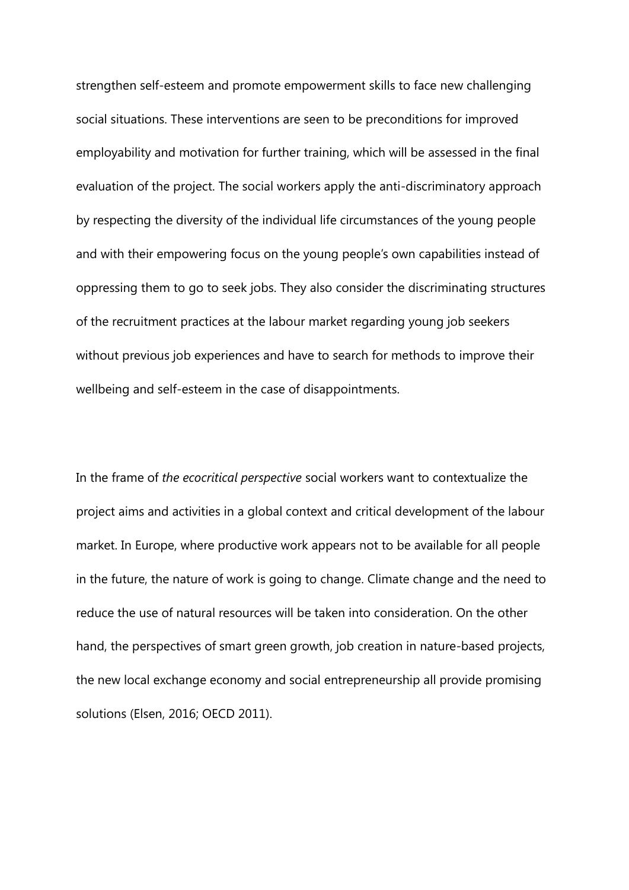strengthen self-esteem and promote empowerment skills to face new challenging social situations. These interventions are seen to be preconditions for improved employability and motivation for further training, which will be assessed in the final evaluation of the project. The social workers apply the anti-discriminatory approach by respecting the diversity of the individual life circumstances of the young people and with their empowering focus on the young people's own capabilities instead of oppressing them to go to seek jobs. They also consider the discriminating structures of the recruitment practices at the labour market regarding young job seekers without previous job experiences and have to search for methods to improve their wellbeing and self-esteem in the case of disappointments.

In the frame of *the ecocritical perspective* social workers want to contextualize the project aims and activities in a global context and critical development of the labour market. In Europe, where productive work appears not to be available for all people in the future, the nature of work is going to change. Climate change and the need to reduce the use of natural resources will be taken into consideration. On the other hand, the perspectives of smart green growth, job creation in nature-based projects, the new local exchange economy and social entrepreneurship all provide promising solutions (Elsen, 2016; OECD 2011).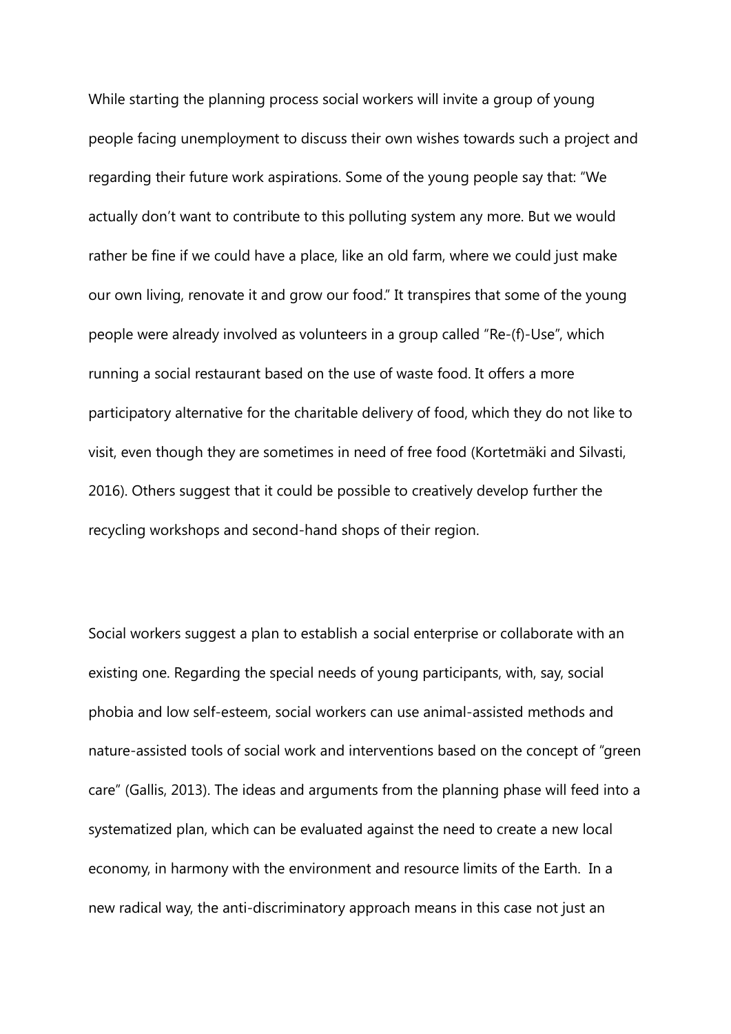While starting the planning process social workers will invite a group of young people facing unemployment to discuss their own wishes towards such a project and regarding their future work aspirations. Some of the young people say that: "We actually don't want to contribute to this polluting system any more. But we would rather be fine if we could have a place, like an old farm, where we could just make our own living, renovate it and grow our food." It transpires that some of the young people were already involved as volunteers in a group called "Re-(f)-Use", which running a social restaurant based on the use of waste food. It offers a more participatory alternative for the charitable delivery of food, which they do not like to visit, even though they are sometimes in need of free food (Kortetmäki and Silvasti, 2016). Others suggest that it could be possible to creatively develop further the recycling workshops and second-hand shops of their region.

Social workers suggest a plan to establish a social enterprise or collaborate with an existing one. Regarding the special needs of young participants, with, say, social phobia and low self-esteem, social workers can use animal-assisted methods and nature-assisted tools of social work and interventions based on the concept of "green care" (Gallis, 2013). The ideas and arguments from the planning phase will feed into a systematized plan, which can be evaluated against the need to create a new local economy, in harmony with the environment and resource limits of the Earth. In a new radical way, the anti-discriminatory approach means in this case not just an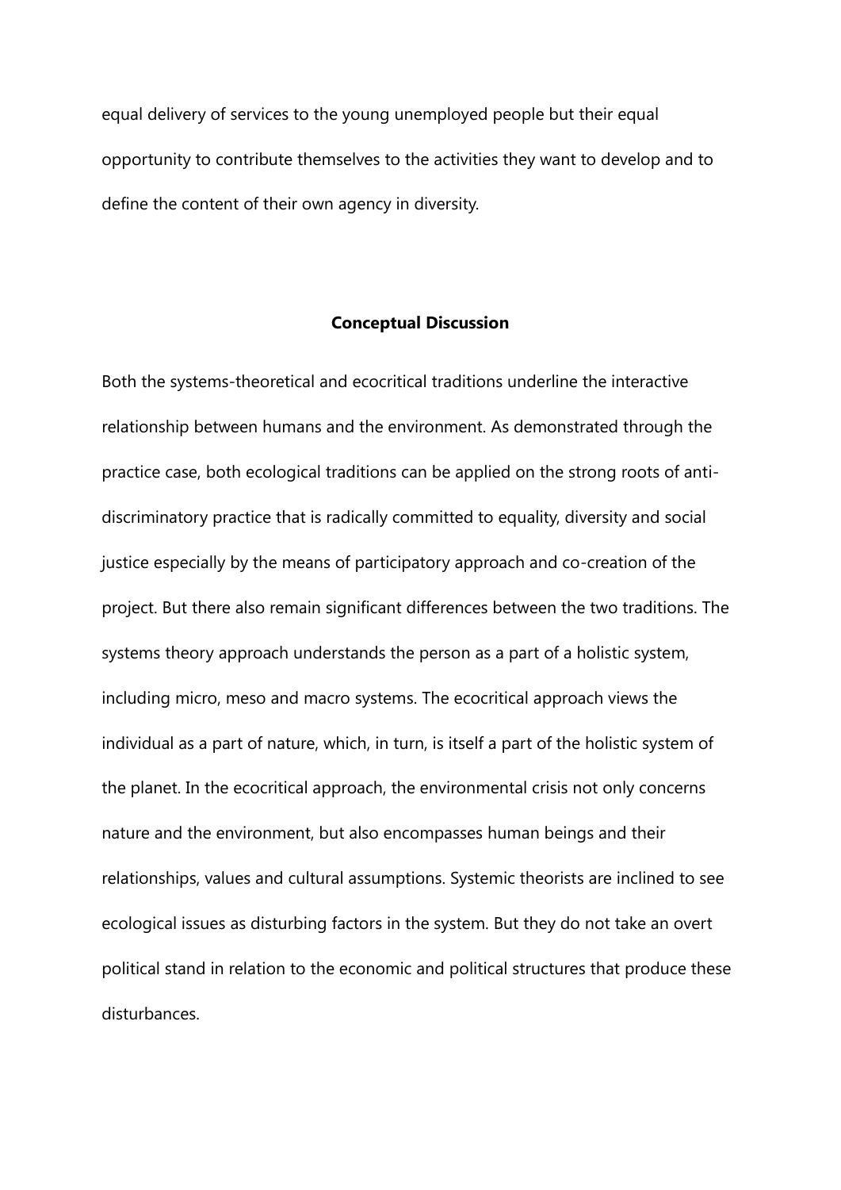equal delivery of services to the young unemployed people but their equal opportunity to contribute themselves to the activities they want to develop and to define the content of their own agency in diversity.

## Conceptual Discussion

Both the systems-theoretical and ecocritical traditions underline the interactive relationship between humans and the environment. As demonstrated through the practice case, both ecological traditions can be applied on the strong roots of anti-discriminatory practice that is radically committed to equality, diversity and social justice especially by the means of participatory approach and co-creation of the project. But there also remain significant differences between the two traditions. The systems theory approach understands the person as a part of a holistic system, including micro, meso and macro systems. The ecocritical approach views the individual as a part of nature, which, in turn, is itself a part of the holistic system of the planet. In the ecocritical approach, the environmental crisis not only concerns nature and the environment, but also encompasses human beings and their relationships, values and cultural assumptions. Systemic theorists are inclined to see ecological issues as disturbing factors in the system. But they do not take an overt political stand in relation to the economic and political structures that produce these disturbances.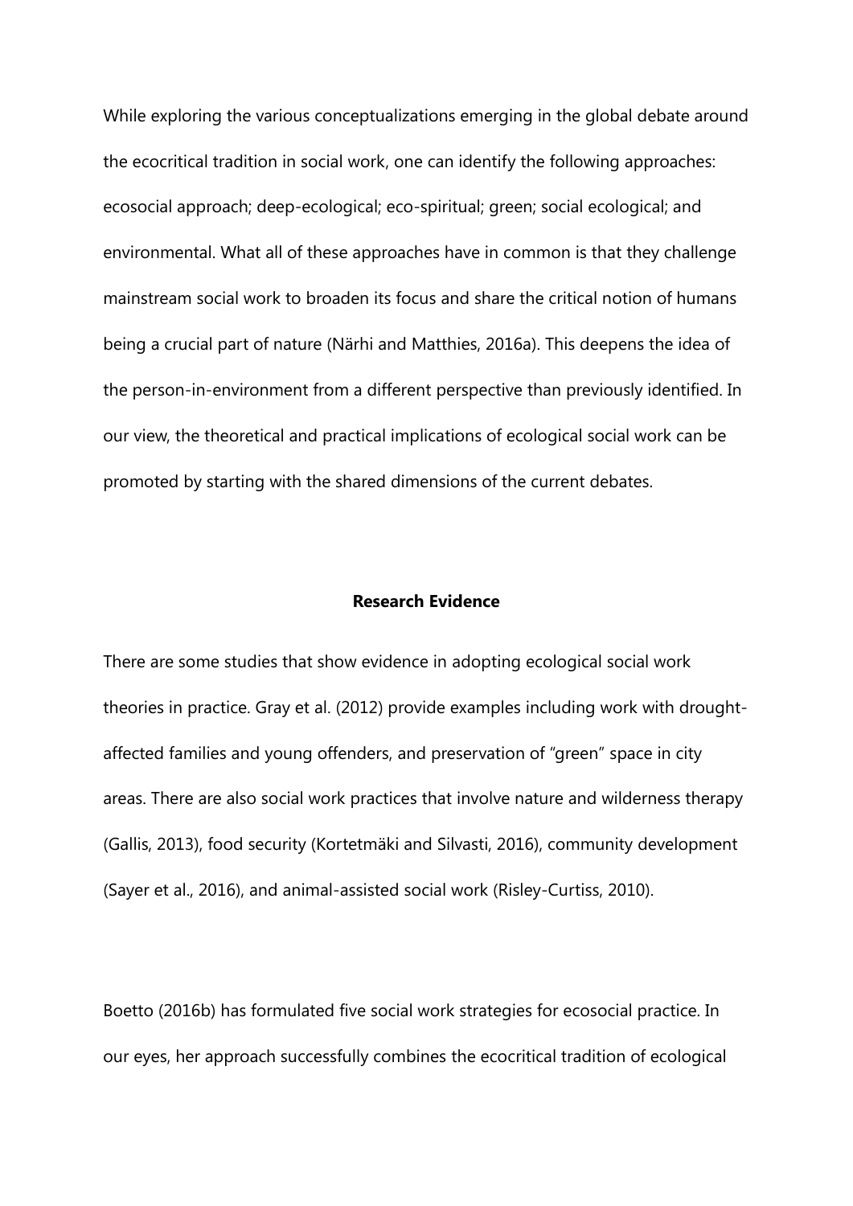While exploring the various conceptualizations emerging in the global debate around the ecocritical tradition in social work, one can identify the following approaches: ecosocial approach; deep-ecological; eco-spiritual; green; social ecological; and environmental. What all of these approaches have in common is that they challenge mainstream social work to broaden its focus and share the critical notion of humans being a crucial part of nature (Närhi and Matthies, 2016a). This deepens the idea of the person-in-environment from a different perspective than previously identified. In our view, the theoretical and practical implications of ecological social work can be promoted by starting with the shared dimensions of the current debates.

## Research Evidence

There are some studies that show evidence in adopting ecological social work theories in practice. Gray et al. (2012) provide examples including work with drought-affected families and young offenders, and preservation of "green" space in city areas. There are also social work practices that involve nature and wilderness therapy (Gallis, 2013), food security (Kortetmäki and Silvasti, 2016), community development (Sayer et al., 2016), and animal-assisted social work (Risley-Curtiss, 2010).

Boetto (2016b) has formulated five social work strategies for ecosocial practice. In our eyes, her approach successfully combines the ecocritical tradition of ecological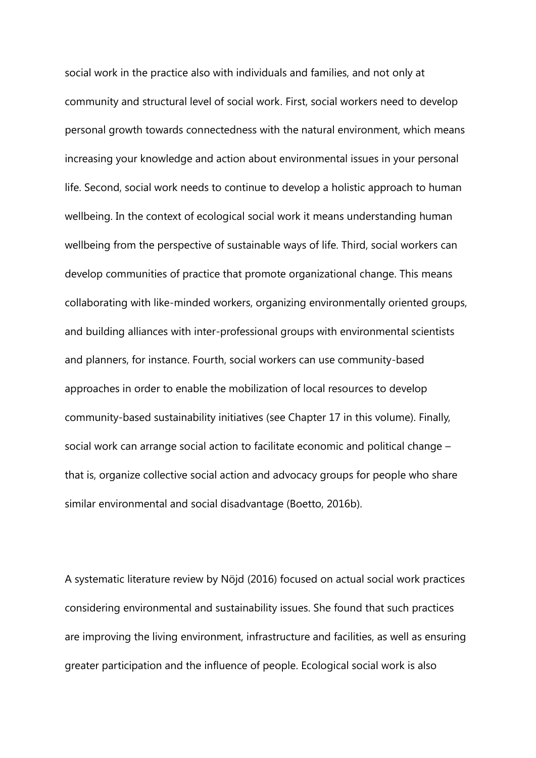social work in the practice also with individuals and families, and not only at community and structural level of social work. First, social workers need to develop personal growth towards connectedness with the natural environment, which means increasing your knowledge and action about environmental issues in your personal life. Second, social work needs to continue to develop a holistic approach to human wellbeing. In the context of ecological social work it means understanding human wellbeing from the perspective of sustainable ways of life. Third, social workers can develop communities of practice that promote organizational change. This means collaborating with like-minded workers, organizing environmentally oriented groups, and building alliances with inter-professional groups with environmental scientists and planners, for instance. Fourth, social workers can use community-based approaches in order to enable the mobilization of local resources to develop community-based sustainability initiatives (see Chapter 17 in this volume). Finally, social work can arrange social action to facilitate economic and political change – that is, organize collective social action and advocacy groups for people who share similar environmental and social disadvantage (Boetto, 2016b).

A systematic literature review by Nöjd (2016) focused on actual social work practices considering environmental and sustainability issues. She found that such practices are improving the living environment, infrastructure and facilities, as well as ensuring greater participation and the influence of people. Ecological social work is also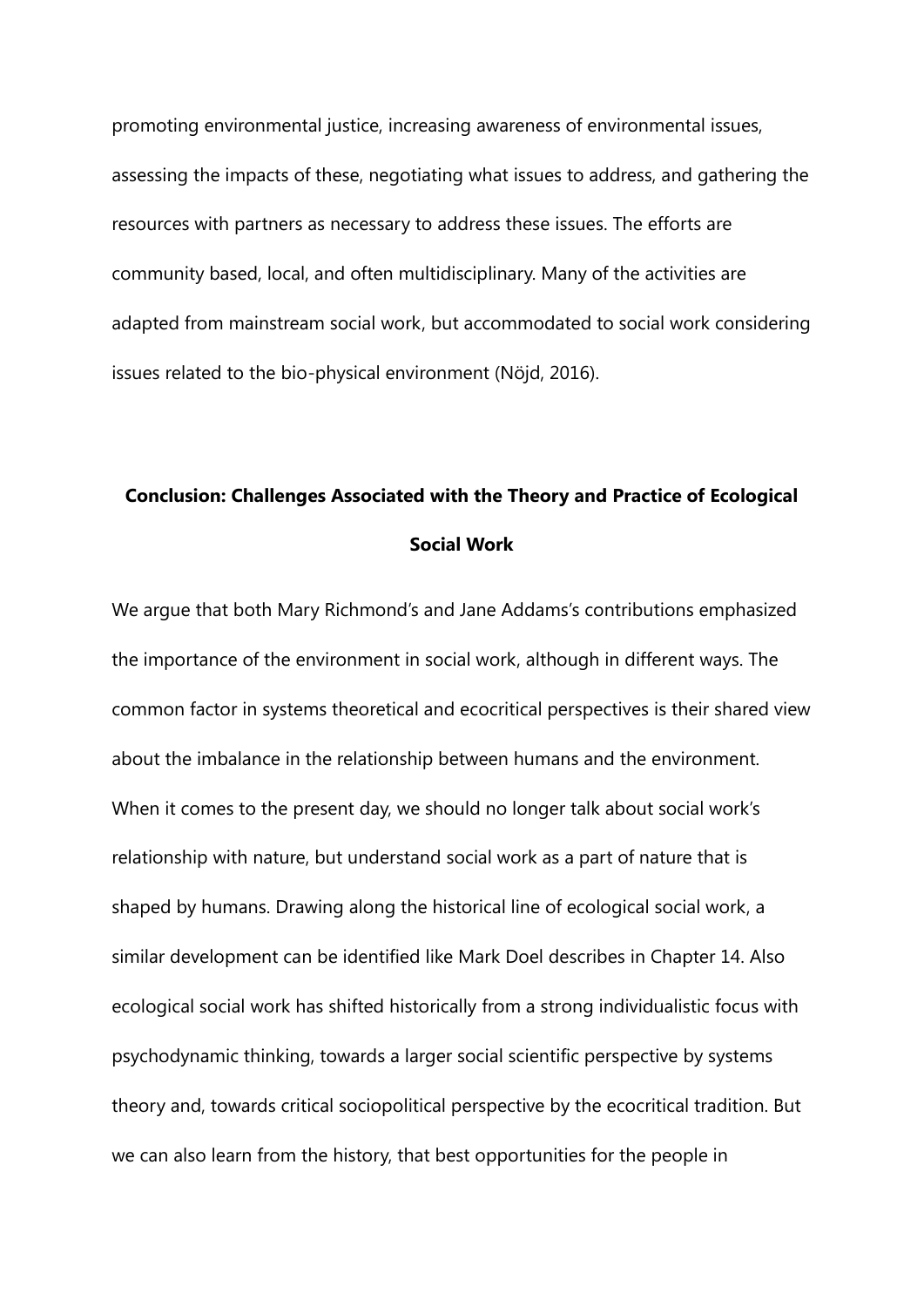promoting environmental justice, increasing awareness of environmental issues, assessing the impacts of these, negotiating what issues to address, and gathering the resources with partners as necessary to address these issues. The efforts are community based, local, and often multidisciplinary. Many of the activities are adapted from mainstream social work, but accommodated to social work considering issues related to the bio-physical environment (Nöjd, 2016).

## Conclusion: Challenges Associated with the Theory and Practice of Ecological Social Work

We argue that both Mary Richmond's and Jane Addams's contributions emphasized the importance of the environment in social work, although in different ways. The common factor in systems theoretical and ecocritical perspectives is their shared view about the imbalance in the relationship between humans and the environment. When it comes to the present day, we should no longer talk about social work's relationship with nature, but understand social work as a part of nature that is shaped by humans. Drawing along the historical line of ecological social work, a similar development can be identified like Mark Doel describes in Chapter 14. Also ecological social work has shifted historically from a strong individualistic focus with psychodynamic thinking, towards a larger social scientific perspective by systems theory and, towards critical sociopolitical perspective by the ecocritical tradition. But we can also learn from the history, that best opportunities for the people in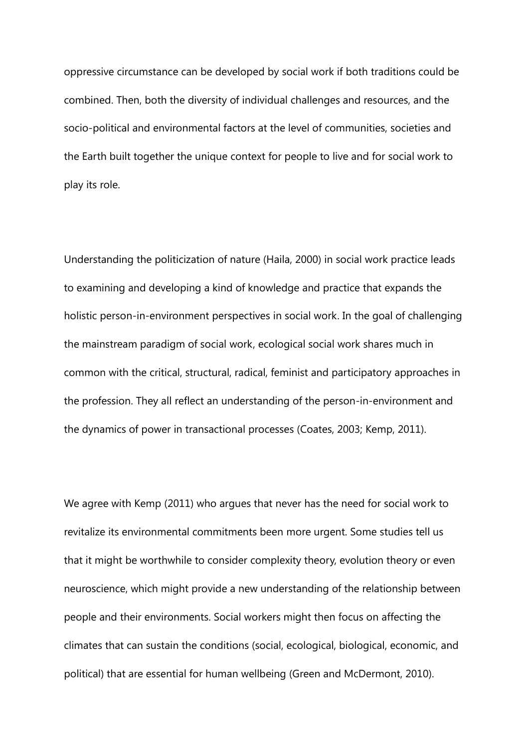oppressive circumstance can be developed by social work if both traditions could be combined. Then, both the diversity of individual challenges and resources, and the socio-political and environmental factors at the level of communities, societies and the Earth built together the unique context for people to live and for social work to play its role.

Understanding the politicization of nature (Haila, 2000) in social work practice leads to examining and developing a kind of knowledge and practice that expands the holistic person-in-environment perspectives in social work. In the goal of challenging the mainstream paradigm of social work, ecological social work shares much in common with the critical, structural, radical, feminist and participatory approaches in the profession. They all reflect an understanding of the person-in-environment and the dynamics of power in transactional processes (Coates, 2003; Kemp, 2011).

We agree with Kemp (2011) who argues that never has the need for social work to revitalize its environmental commitments been more urgent. Some studies tell us that it might be worthwhile to consider complexity theory, evolution theory or even neuroscience, which might provide a new understanding of the relationship between people and their environments. Social workers might then focus on affecting the climates that can sustain the conditions (social, ecological, biological, economic, and political) that are essential for human wellbeing (Green and McDermont, 2010).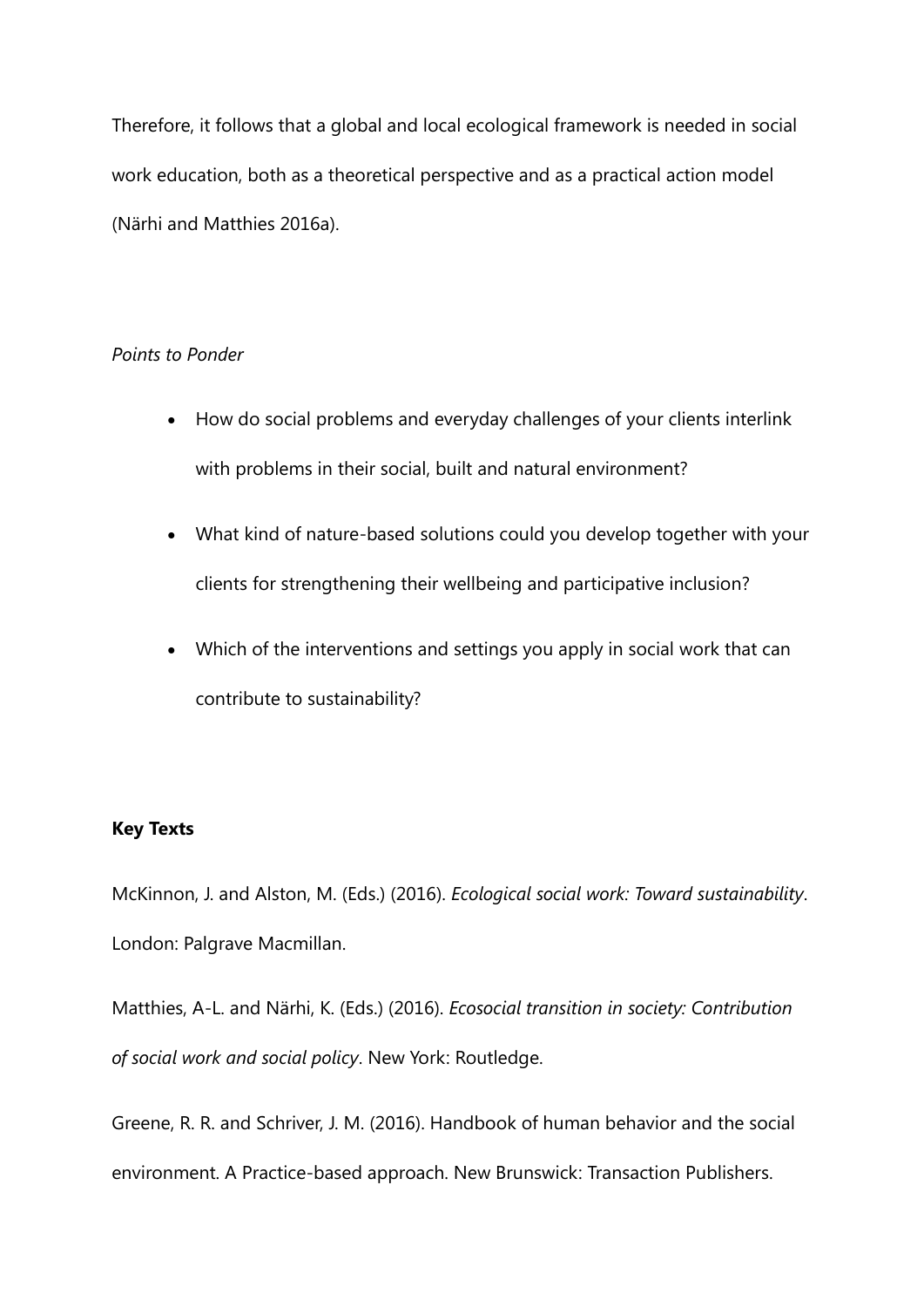Therefore, it follows that a global and local ecological framework is needed in social work education, both as a theoretical perspective and as a practical action model (Närhi and Matthies 2016a).

*Points to Ponder*

- How do social problems and everyday challenges of your clients interlink with problems in their social, built and natural environment?
- What kind of nature-based solutions could you develop together with your clients for strengthening their wellbeing and participative inclusion?
- Which of the interventions and settings you apply in social work that can contribute to sustainability?

**Key Texts**

McKinnon, J. and Alston, M. (Eds.) (2016). *Ecological social work: Toward sustainability*. London: Palgrave Macmillan.

Matthies, A-L. and Närhi, K. (Eds.) (2016). *Ecosocial transition in society: Contribution of social work and social policy*. New York: Routledge.

Greene, R. R. and Schriver, J. M. (2016). Handbook of human behavior and the social environment. A Practice-based approach. New Brunswick: Transaction Publishers.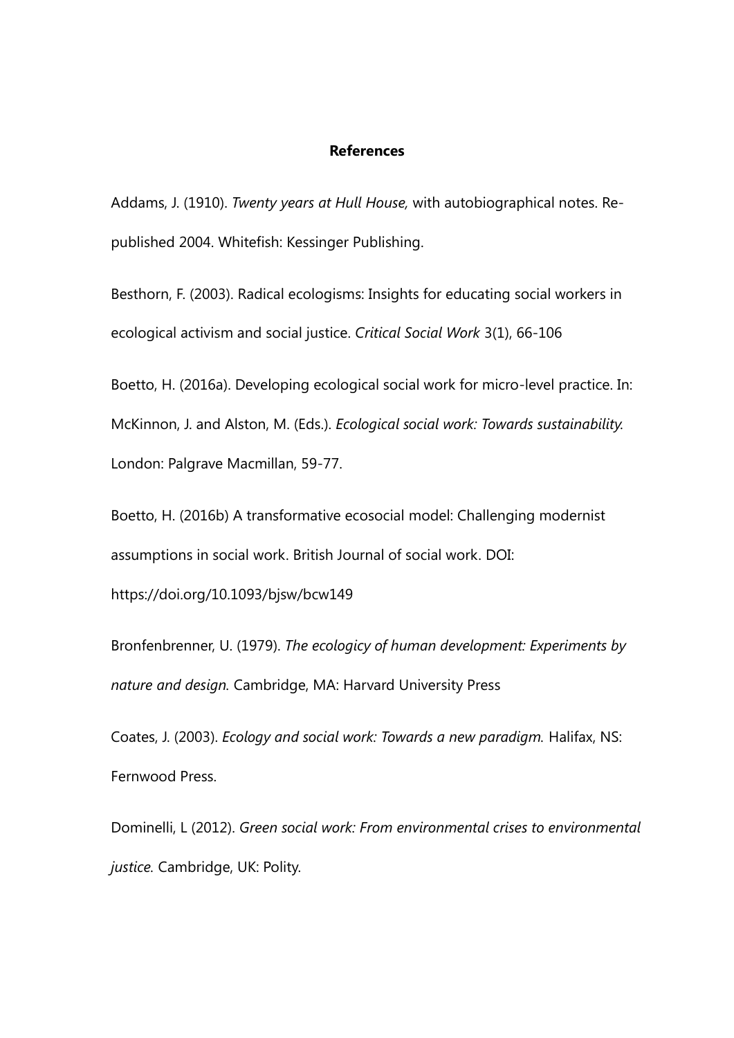## References

Addams, J. (1910). *Twenty years at Hull House,* with autobiographical notes. Re-published 2004. Whitefish: Kessinger Publishing.

Besthorn, F. (2003). Radical ecologisms: Insights for educating social workers in ecological activism and social justice. *Critical Social Work* 3(1), 66-106

Boetto, H. (2016a). Developing ecological social work for micro-level practice. In: McKinnon, J. and Alston, M. (Eds.). *Ecological social work: Towards sustainability.* London: Palgrave Macmillan, 59-77.

Boetto, H. (2016b) A transformative ecosocial model: Challenging modernist assumptions in social work. British Journal of social work. DOI: https://doi.org/10.1093/bjsw/bcw149

Bronfenbrenner, U. (1979). *The ecologicy of human development: Experiments by nature and design.* Cambridge, MA: Harvard University Press

Coates, J. (2003). *Ecology and social work: Towards a new paradigm.* Halifax, NS: Fernwood Press.

Dominelli, L (2012). *Green social work: From environmental crises to environmental justice.* Cambridge, UK: Polity.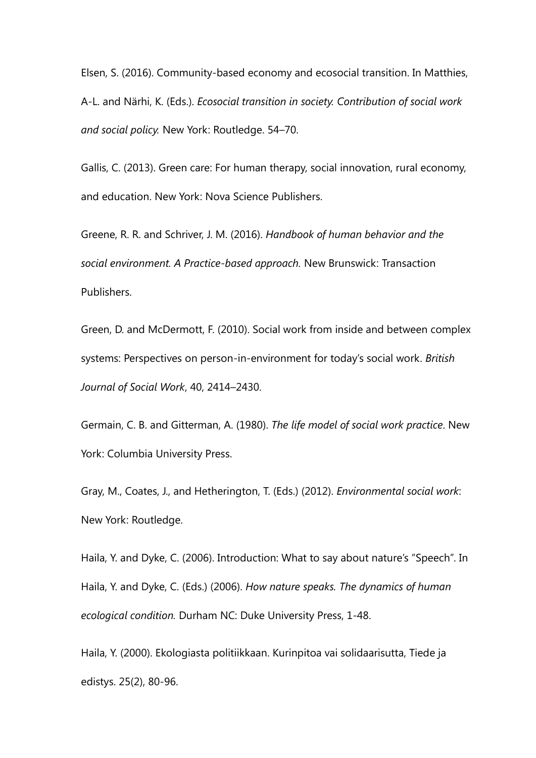Elsen, S. (2016). Community-based economy and ecosocial transition. In Matthies, A-L. and Närhi, K. (Eds.). *Ecosocial transition in society. Contribution of social work and social policy.* New York: Routledge. 54–70.

Gallis, C. (2013). Green care: For human therapy, social innovation, rural economy, and education. New York: Nova Science Publishers.

Greene, R. R. and Schriver, J. M. (2016). *Handbook of human behavior and the social environment. A Practice-based approach.* New Brunswick: Transaction Publishers.

Green, D. and McDermott, F. (2010). Social work from inside and between complex systems: Perspectives on person-in-environment for today's social work. *British Journal of Social Work*, 40, 2414–2430.

Germain, C. B. and Gitterman, A. (1980). *The life model of social work practice*. New York: Columbia University Press.

Gray, M., Coates, J., and Hetherington, T. (Eds.) (2012). *Environmental social work*: New York: Routledge.

Haila, Y. and Dyke, C. (2006). Introduction: What to say about nature's "Speech". In Haila, Y. and Dyke, C. (Eds.) (2006). *How nature speaks. The dynamics of human ecological condition.* Durham NC: Duke University Press, 1-48.

Haila, Y. (2000). Ekologiasta politiikkaan. Kurinpitoa vai solidaarisutta, Tiede ja edistys. 25(2), 80-96.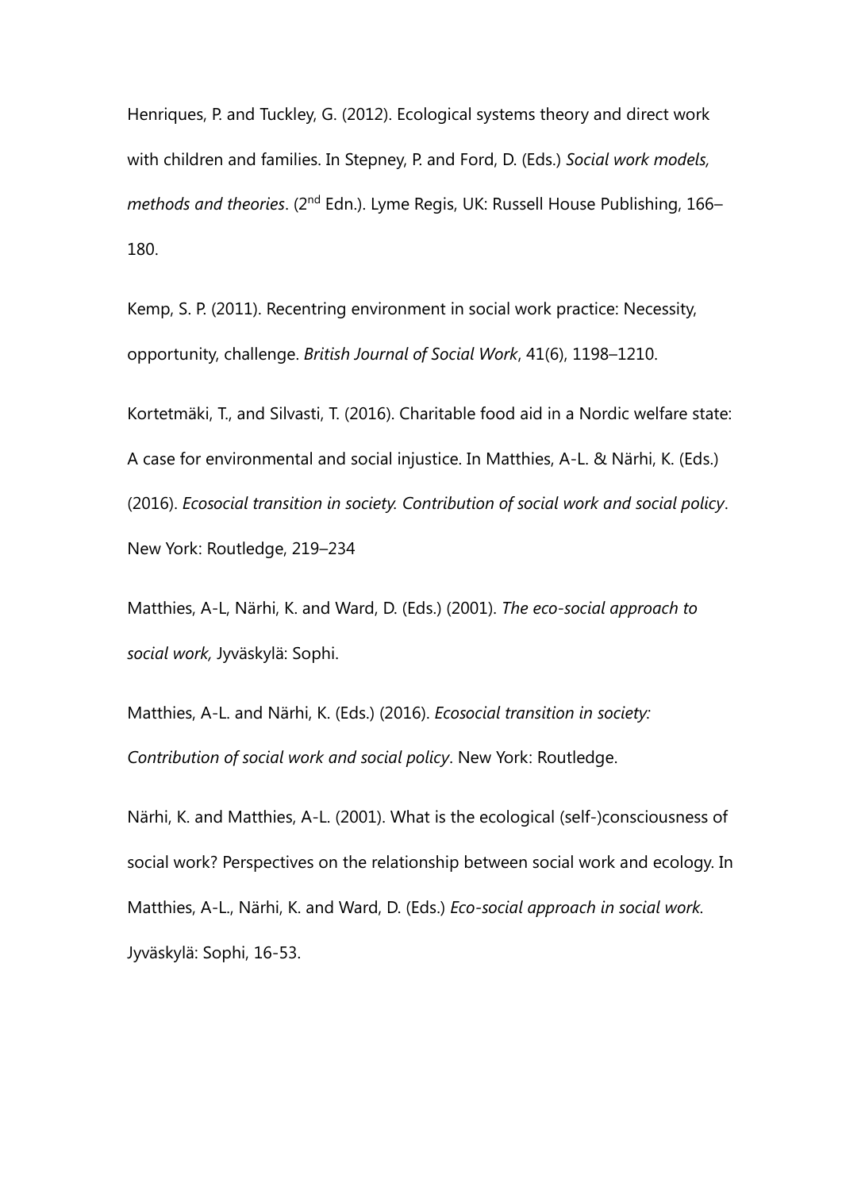Henriques, P. and Tuckley, G. (2012). Ecological systems theory and direct work with children and families. In Stepney, P. and Ford, D. (Eds.) *Social work models, methods and theories*. (2nd Edn.). Lyme Regis, UK: Russell House Publishing, 166–180.

Kemp, S. P. (2011). Recentring environment in social work practice: Necessity, opportunity, challenge. *British Journal of Social Work*, 41(6), 1198–1210.

Kortetmäki, T., and Silvasti, T. (2016). Charitable food aid in a Nordic welfare state: A case for environmental and social injustice. In Matthies, A-L. & Närhi, K. (Eds.) (2016). *Ecosocial transition in society. Contribution of social work and social policy*. New York: Routledge, 219–234

Matthies, A-L, Närhi, K. and Ward, D. (Eds.) (2001). *The eco-social approach to social work,* Jyväskylä: Sophi.

Matthies, A-L. and Närhi, K. (Eds.) (2016). *Ecosocial transition in society: Contribution of social work and social policy*. New York: Routledge.

Närhi, K. and Matthies, A-L. (2001). What is the ecological (self-)consciousness of social work? Perspectives on the relationship between social work and ecology. In Matthies, A-L., Närhi, K. and Ward, D. (Eds.) *Eco-social approach in social work*. Jyväskylä: Sophi, 16-53.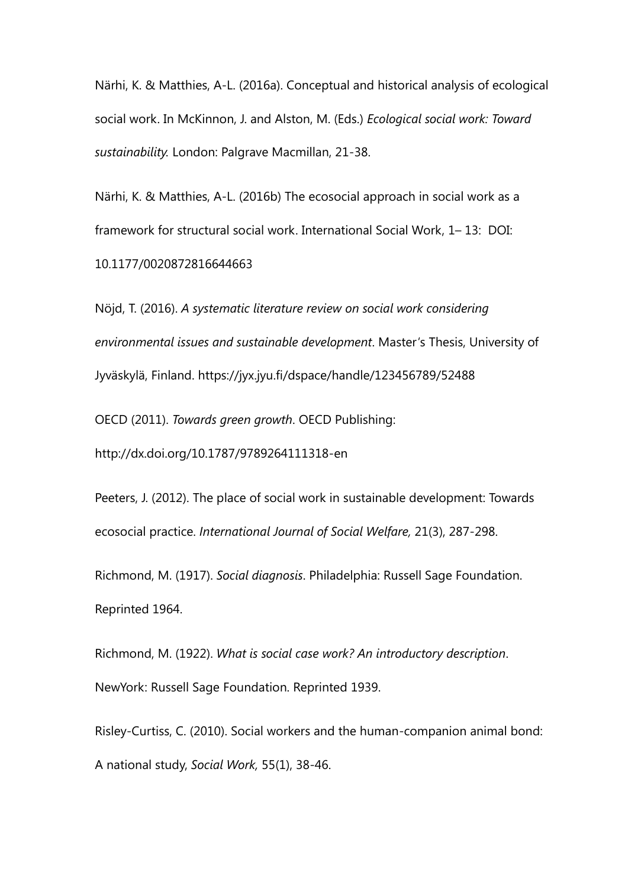Närhi, K. & Matthies, A-L. (2016a). Conceptual and historical analysis of ecological social work. In McKinnon, J. and Alston, M. (Eds.) *Ecological social work: Toward sustainability.* London: Palgrave Macmillan, 21-38.

Närhi, K. & Matthies, A-L. (2016b) The ecosocial approach in social work as a framework for structural social work. International Social Work, 1– 13: DOI: 10.1177/0020872816644663

Nöjd, T. (2016). *A systematic literature review on social work considering environmental issues and sustainable development*. Master's Thesis, University of Jyväskylä, Finland. https://jyx.jyu.fi/dspace/handle/123456789/52488

OECD (2011). *Towards green growth*. OECD Publishing: http://dx.doi.org/10.1787/9789264111318-en

Peeters, J. (2012). The place of social work in sustainable development: Towards ecosocial practice. *International Journal of Social Welfare,* 21(3), 287-298.

Richmond, M. (1917). *Social diagnosis*. Philadelphia: Russell Sage Foundation. Reprinted 1964.

Richmond, M. (1922). *What is social case work? An introductory description*. NewYork: Russell Sage Foundation. Reprinted 1939.

Risley-Curtiss, C. (2010). Social workers and the human-companion animal bond: A national study, *Social Work,* 55(1), 38-46.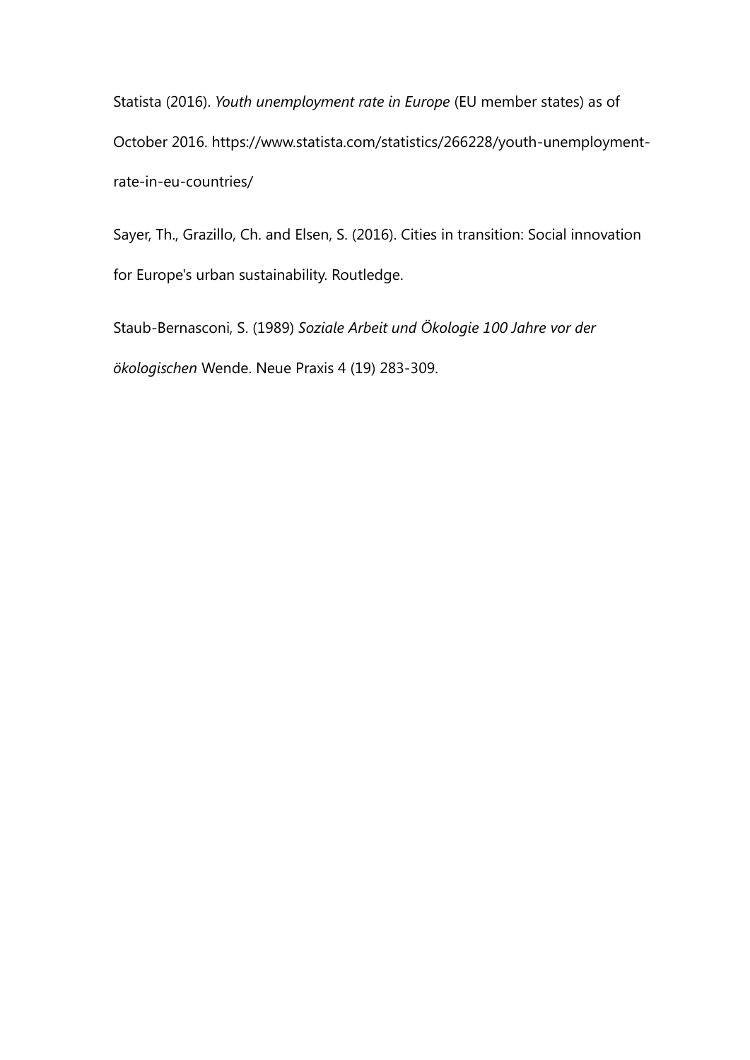Statista (2016). *Youth unemployment rate in Europe* (EU member states) as of October 2016. https://www.statista.com/statistics/266228/youth-unemployment-rate-in-eu-countries/

Sayer, Th., Grazillo, Ch. and Elsen, S. (2016). Cities in transition: Social innovation for Europe's urban sustainability. Routledge.

Staub-Bernasconi, S. (1989) *Soziale Arbeit und Ökologie 100 Jahre vor der ökologischen* Wende. Neue Praxis 4 (19) 283-309.